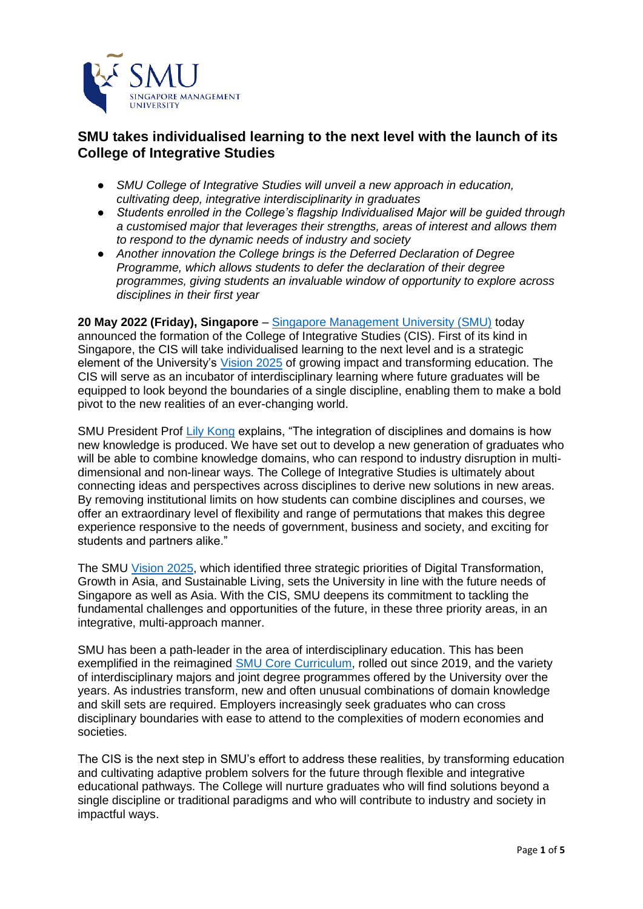## SMU takes individualised learning to the next level with the launch of its College of Integrative Studies

- *SMU College of Integrative Studies will unveil a new approach in education, cultivating deep, integrative interdisciplinarity in graduates*
- *Students enrolled in the College's flagship Individualised Major will be guided through a customised major that leverages their strengths, areas of interest and allows them to respond to the dynamic needs of industry and society*
- *Another innovation the College brings is the Deferred Declaration of Degree Programme, which allows students to defer the declaration of their degree programmes, giving students an invaluable window of opportunity to explore across disciplines in their first year*

**20 May 2022 (Friday), Singapore** – Singapore Management University (SMU) today announced the formation of the College of Integrative Studies (CIS). First of its kind in Singapore, the CIS will take individualised learning to the next level and is a strategic element of the University's Vision 2025 of growing impact and transforming education. The CIS will serve as an incubator of interdisciplinary learning where future graduates will be equipped to look beyond the boundaries of a single discipline, enabling them to make a bold pivot to the new realities of an ever-changing world.

SMU President Prof Lily Kong explains, "The integration of disciplines and domains is how new knowledge is produced. We have set out to develop a new generation of graduates who will be able to combine knowledge domains, who can respond to industry disruption in multi-dimensional and non-linear ways. The College of Integrative Studies is ultimately about connecting ideas and perspectives across disciplines to derive new solutions in new areas. By removing institutional limits on how students can combine disciplines and courses, we offer an extraordinary level of flexibility and range of permutations that makes this degree experience responsive to the needs of government, business and society, and exciting for students and partners alike."

The SMU Vision 2025, which identified three strategic priorities of Digital Transformation, Growth in Asia, and Sustainable Living, sets the University in line with the future needs of Singapore as well as Asia. With the CIS, SMU deepens its commitment to tackling the fundamental challenges and opportunities of the future, in these three priority areas, in an integrative, multi-approach manner.

SMU has been a path-leader in the area of interdisciplinary education. This has been exemplified in the reimagined SMU Core Curriculum, rolled out since 2019, and the variety of interdisciplinary majors and joint degree programmes offered by the University over the years. As industries transform, new and often unusual combinations of domain knowledge and skill sets are required. Employers increasingly seek graduates who can cross disciplinary boundaries with ease to attend to the complexities of modern economies and societies.

The CIS is the next step in SMU's effort to address these realities, by transforming education and cultivating adaptive problem solvers for the future through flexible and integrative educational pathways. The College will nurture graduates who will find solutions beyond a single discipline or traditional paradigms and who will contribute to industry and society in impactful ways.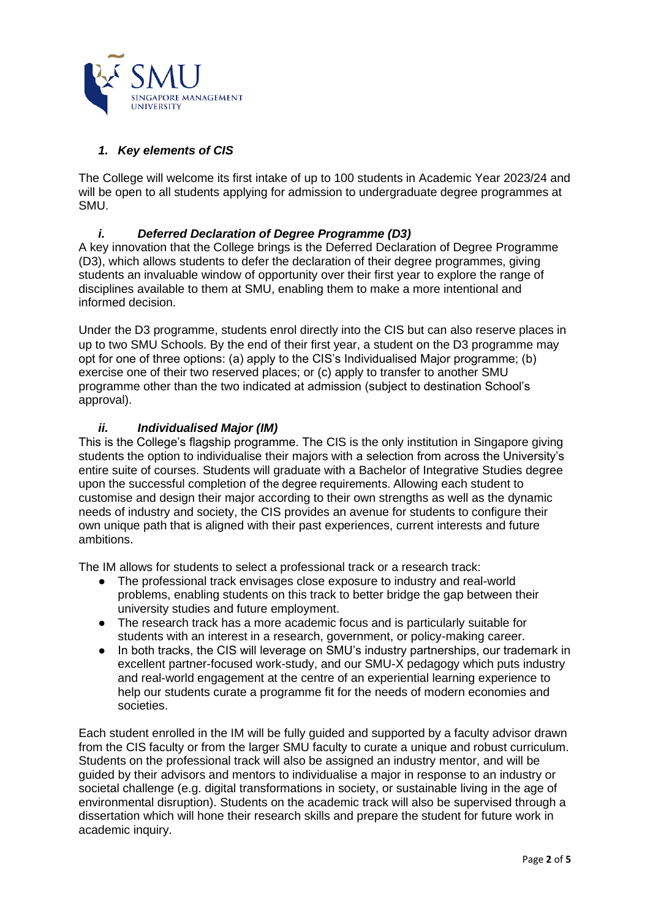### *1. Key elements of CIS*

The College will welcome its first intake of up to 100 students in Academic Year 2023/24 and will be open to all students applying for admission to undergraduate degree programmes at SMU.

#### *i. Deferred Declaration of Degree Programme (D3)*

A key innovation that the College brings is the Deferred Declaration of Degree Programme (D3), which allows students to defer the declaration of their degree programmes, giving students an invaluable window of opportunity over their first year to explore the range of disciplines available to them at SMU, enabling them to make a more intentional and informed decision.

Under the D3 programme, students enrol directly into the CIS but can also reserve places in up to two SMU Schools. By the end of their first year, a student on the D3 programme may opt for one of three options: (a) apply to the CIS's Individualised Major programme; (b) exercise one of their two reserved places; or (c) apply to transfer to another SMU programme other than the two indicated at admission (subject to destination School's approval).

#### *ii. Individualised Major (IM)*

This is the College's flagship programme. The CIS is the only institution in Singapore giving students the option to individualise their majors with a selection from across the University's entire suite of courses. Students will graduate with a Bachelor of Integrative Studies degree upon the successful completion of the degree requirements. Allowing each student to customise and design their major according to their own strengths as well as the dynamic needs of industry and society, the CIS provides an avenue for students to configure their own unique path that is aligned with their past experiences, current interests and future ambitions.

The IM allows for students to select a professional track or a research track:

- The professional track envisages close exposure to industry and real-world problems, enabling students on this track to better bridge the gap between their university studies and future employment.
- The research track has a more academic focus and is particularly suitable for students with an interest in a research, government, or policy-making career.
- In both tracks, the CIS will leverage on SMU's industry partnerships, our trademark in excellent partner-focused work-study, and our SMU-X pedagogy which puts industry and real-world engagement at the centre of an experiential learning experience to help our students curate a programme fit for the needs of modern economies and societies.

Each student enrolled in the IM will be fully guided and supported by a faculty advisor drawn from the CIS faculty or from the larger SMU faculty to curate a unique and robust curriculum. Students on the professional track will also be assigned an industry mentor, and will be guided by their advisors and mentors to individualise a major in response to an industry or societal challenge (e.g. digital transformations in society, or sustainable living in the age of environmental disruption). Students on the academic track will also be supervised through a dissertation which will hone their research skills and prepare the student for future work in academic inquiry.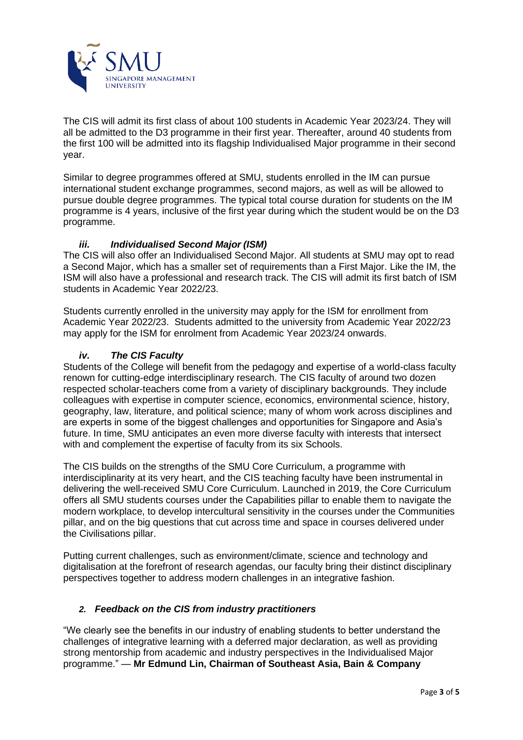The CIS will admit its first class of about 100 students in Academic Year 2023/24. They will all be admitted to the D3 programme in their first year. Thereafter, around 40 students from the first 100 will be admitted into its flagship Individualised Major programme in their second year.

Similar to degree programmes offered at SMU, students enrolled in the IM can pursue international student exchange programmes, second majors, as well as will be allowed to pursue double degree programmes. The typical total course duration for students on the IM programme is 4 years, inclusive of the first year during which the student would be on the D3 programme.

### *iii. Individualised Second Major (ISM)*

The CIS will also offer an Individualised Second Major. All students at SMU may opt to read a Second Major, which has a smaller set of requirements than a First Major. Like the IM, the ISM will also have a professional and research track. The CIS will admit its first batch of ISM students in Academic Year 2022/23.

Students currently enrolled in the university may apply for the ISM for enrollment from Academic Year 2022/23. Students admitted to the university from Academic Year 2022/23 may apply for the ISM for enrolment from Academic Year 2023/24 onwards.

### *iv. The CIS Faculty*

Students of the College will benefit from the pedagogy and expertise of a world-class faculty renown for cutting-edge interdisciplinary research. The CIS faculty of around two dozen respected scholar-teachers come from a variety of disciplinary backgrounds. They include colleagues with expertise in computer science, economics, environmental science, history, geography, law, literature, and political science; many of whom work across disciplines and are experts in some of the biggest challenges and opportunities for Singapore and Asia's future. In time, SMU anticipates an even more diverse faculty with interests that intersect with and complement the expertise of faculty from its six Schools.

The CIS builds on the strengths of the SMU Core Curriculum, a programme with interdisciplinarity at its very heart, and the CIS teaching faculty have been instrumental in delivering the well-received SMU Core Curriculum. Launched in 2019, the Core Curriculum offers all SMU students courses under the Capabilities pillar to enable them to navigate the modern workplace, to develop intercultural sensitivity in the courses under the Communities pillar, and on the big questions that cut across time and space in courses delivered under the Civilisations pillar.

Putting current challenges, such as environment/climate, science and technology and digitalisation at the forefront of research agendas, our faculty bring their distinct disciplinary perspectives together to address modern challenges in an integrative fashion.

## *2. Feedback on the CIS from industry practitioners*

"We clearly see the benefits in our industry of enabling students to better understand the challenges of integrative learning with a deferred major declaration, as well as providing strong mentorship from academic and industry perspectives in the Individualised Major programme." — **Mr Edmund Lin, Chairman of Southeast Asia, Bain & Company**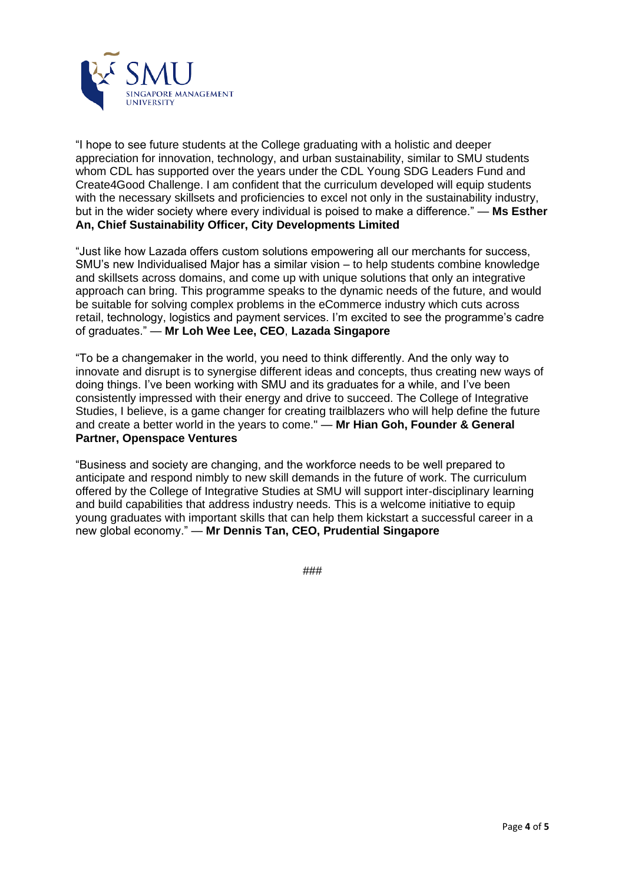"I hope to see future students at the College graduating with a holistic and deeper appreciation for innovation, technology, and urban sustainability, similar to SMU students whom CDL has supported over the years under the CDL Young SDG Leaders Fund and Create4Good Challenge. I am confident that the curriculum developed will equip students with the necessary skillsets and proficiencies to excel not only in the sustainability industry, but in the wider society where every individual is poised to make a difference." — **Ms Esther An, Chief Sustainability Officer, City Developments Limited**

"Just like how Lazada offers custom solutions empowering all our merchants for success, SMU's new Individualised Major has a similar vision – to help students combine knowledge and skillsets across domains, and come up with unique solutions that only an integrative approach can bring. This programme speaks to the dynamic needs of the future, and would be suitable for solving complex problems in the eCommerce industry which cuts across retail, technology, logistics and payment services. I'm excited to see the programme's cadre of graduates." — **Mr Loh Wee Lee, CEO**, **Lazada Singapore**

"To be a changemaker in the world, you need to think differently. And the only way to innovate and disrupt is to synergise different ideas and concepts, thus creating new ways of doing things. I've been working with SMU and its graduates for a while, and I've been consistently impressed with their energy and drive to succeed. The College of Integrative Studies, I believe, is a game changer for creating trailblazers who will help define the future and create a better world in the years to come." — **Mr Hian Goh, Founder & General Partner, Openspace Ventures**

"Business and society are changing, and the workforce needs to be well prepared to anticipate and respond nimbly to new skill demands in the future of work. The curriculum offered by the College of Integrative Studies at SMU will support inter-disciplinary learning and build capabilities that address industry needs. This is a welcome initiative to equip young graduates with important skills that can help them kickstart a successful career in a new global economy." — **Mr Dennis Tan, CEO, Prudential Singapore**

###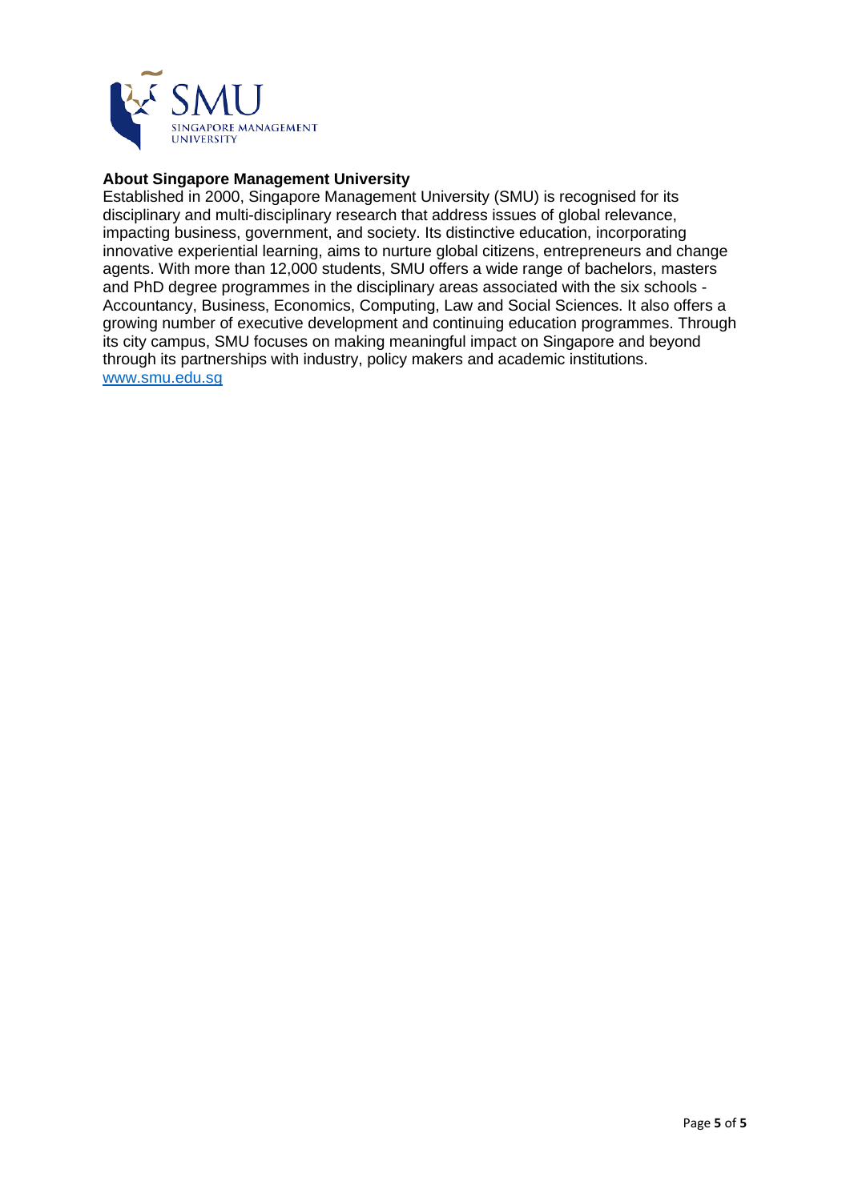**About Singapore Management University**

Established in 2000, Singapore Management University (SMU) is recognised for its disciplinary and multi-disciplinary research that address issues of global relevance, impacting business, government, and society. Its distinctive education, incorporating innovative experiential learning, aims to nurture global citizens, entrepreneurs and change agents. With more than 12,000 students, SMU offers a wide range of bachelors, masters and PhD degree programmes in the disciplinary areas associated with the six schools - Accountancy, Business, Economics, Computing, Law and Social Sciences. It also offers a growing number of executive development and continuing education programmes. Through its city campus, SMU focuses on making meaningful impact on Singapore and beyond through its partnerships with industry, policy makers and academic institutions.
[www.smu.edu.sg](http://www.smu.edu.sg)